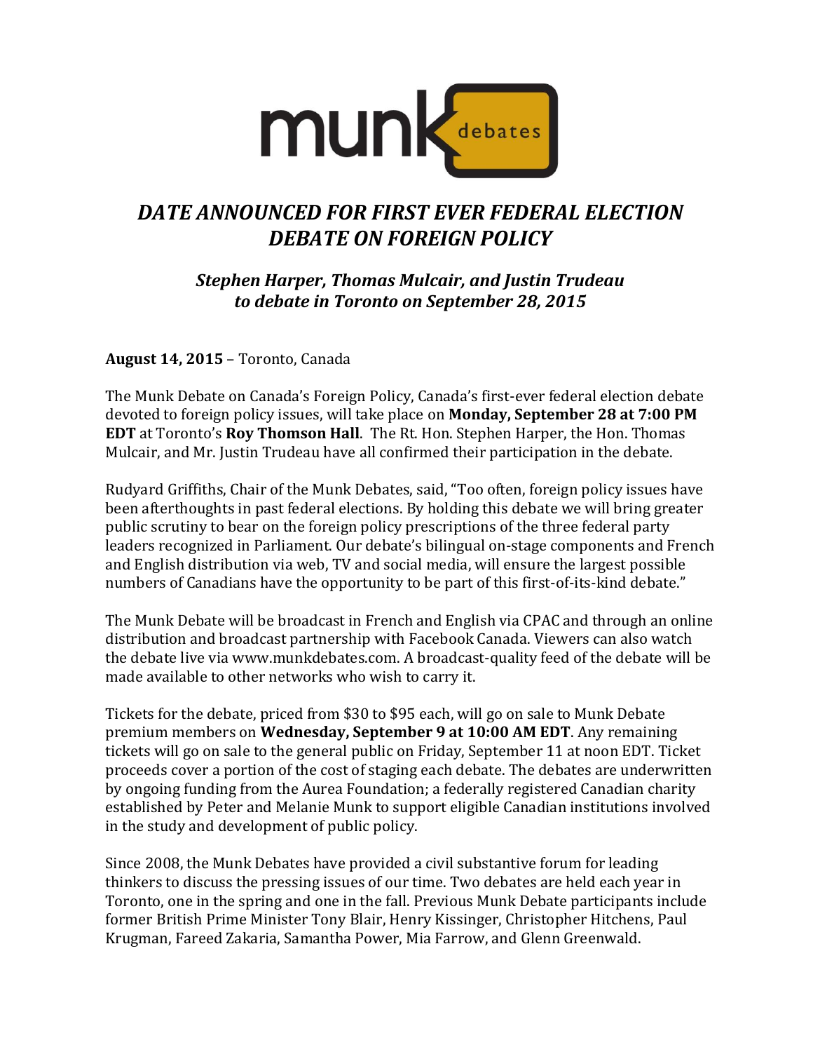# *DATE ANNOUNCED FOR FIRST EVER FEDERAL ELECTION DEBATE ON FOREIGN POLICY*

## *Stephen Harper, Thomas Mulcair, and Justin Trudeau to debate in Toronto on September 28, 2015*

**August 14, 2015** – Toronto, Canada

The Munk Debate on Canada's Foreign Policy, Canada's first-ever federal election debate devoted to foreign policy issues, will take place on **Monday, September 28 at 7:00 PM EDT** at Toronto's **Roy Thomson Hall**. The Rt. Hon. Stephen Harper, the Hon. Thomas Mulcair, and Mr. Justin Trudeau have all confirmed their participation in the debate.

Rudyard Griffiths, Chair of the Munk Debates, said, "Too often, foreign policy issues have been afterthoughts in past federal elections. By holding this debate we will bring greater public scrutiny to bear on the foreign policy prescriptions of the three federal party leaders recognized in Parliament. Our debate's bilingual on-stage components and French and English distribution via web, TV and social media, will ensure the largest possible numbers of Canadians have the opportunity to be part of this first-of-its-kind debate."

The Munk Debate will be broadcast in French and English via CPAC and through an online distribution and broadcast partnership with Facebook Canada. Viewers can also watch the debate live via www.munkdebates.com. A broadcast-quality feed of the debate will be made available to other networks who wish to carry it.

Tickets for the debate, priced from $30 to $95 each, will go on sale to Munk Debate premium members on **Wednesday, September 9 at 10:00 AM EDT**. Any remaining tickets will go on sale to the general public on Friday, September 11 at noon EDT. Ticket proceeds cover a portion of the cost of staging each debate. The debates are underwritten by ongoing funding from the Aurea Foundation; a federally registered Canadian charity established by Peter and Melanie Munk to support eligible Canadian institutions involved in the study and development of public policy.

Since 2008, the Munk Debates have provided a civil substantive forum for leading thinkers to discuss the pressing issues of our time. Two debates are held each year in Toronto, one in the spring and one in the fall. Previous Munk Debate participants include former British Prime Minister Tony Blair, Henry Kissinger, Christopher Hitchens, Paul Krugman, Fareed Zakaria, Samantha Power, Mia Farrow, and Glenn Greenwald.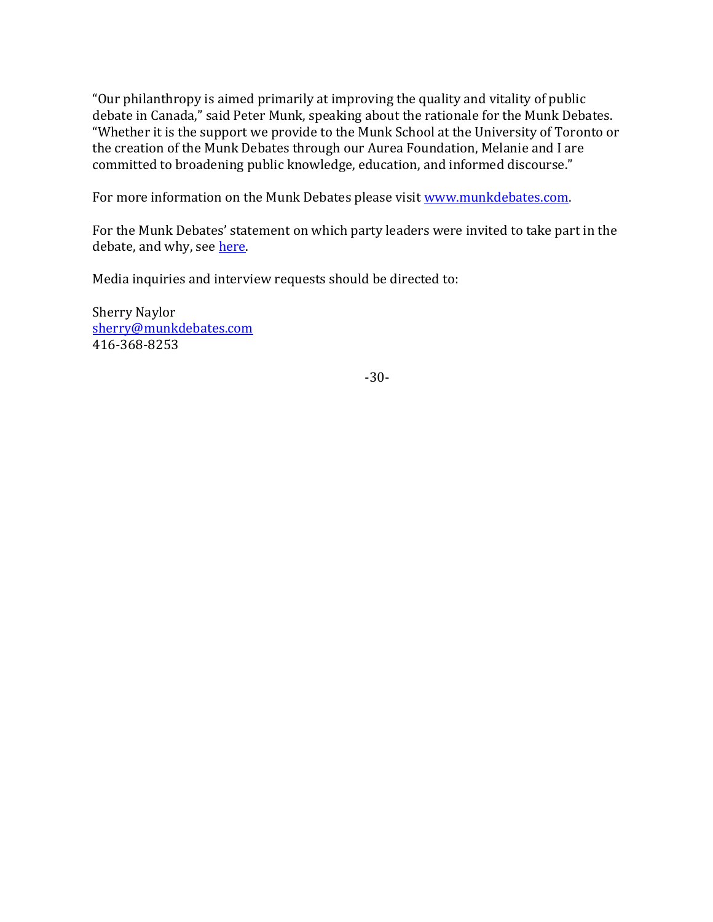"Our philanthropy is aimed primarily at improving the quality and vitality of public debate in Canada," said Peter Munk, speaking about the rationale for the Munk Debates. "Whether it is the support we provide to the Munk School at the University of Toronto or the creation of the Munk Debates through our Aurea Foundation, Melanie and I are committed to broadening public knowledge, education, and informed discourse."

For more information on the Munk Debates please visit [www.munkdebates.com](http://www.munkdebates.com).

For the Munk Debates' statement on which party leaders were invited to take part in the debate, and why, see here.

Media inquiries and interview requests should be directed to:

Sherry Naylor  
sherry@munkdebates.com  
416-368-8253

-30-